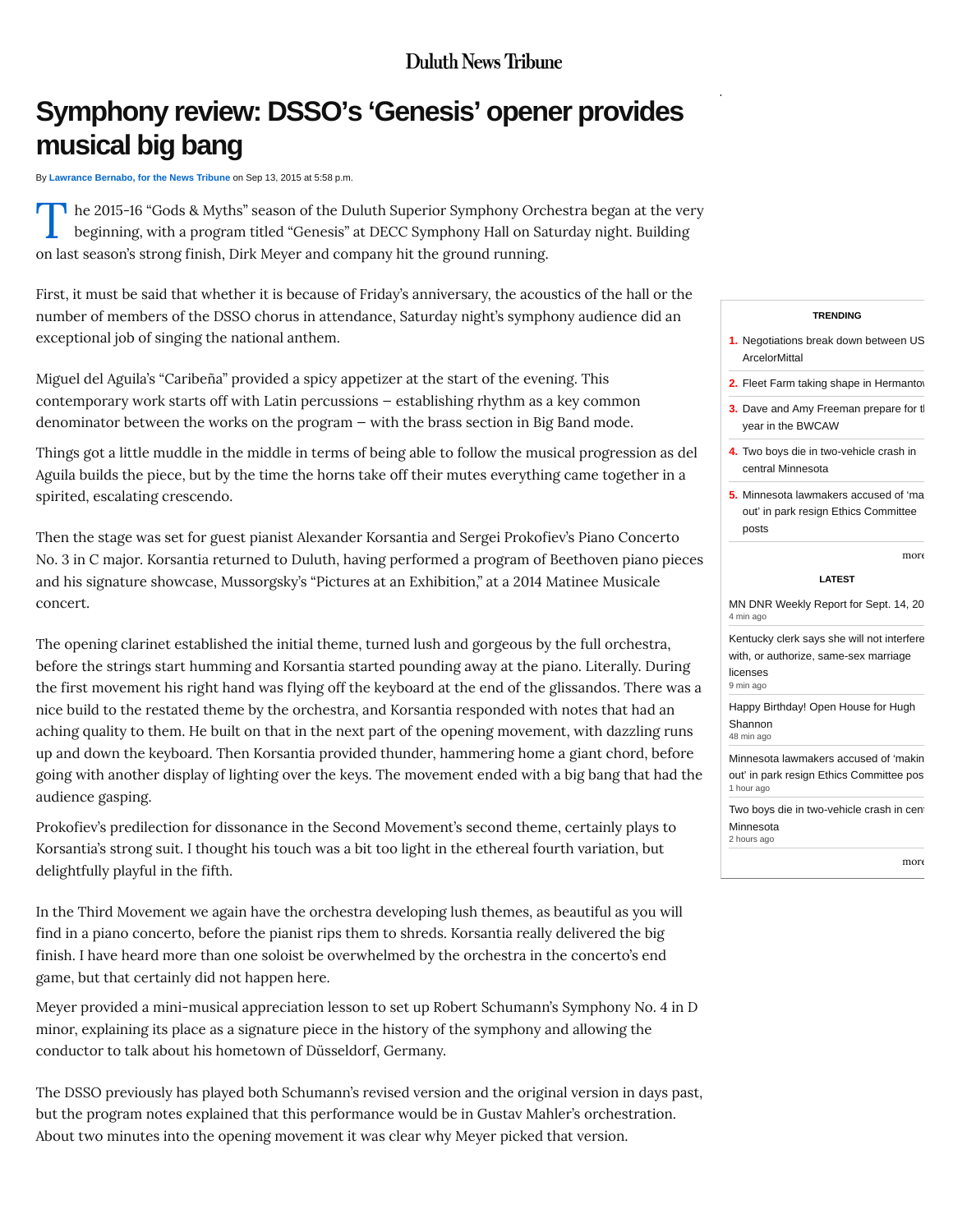Duluth News Tribune

# Symphony review: DSSO's 'Genesis' opener provides musical big bang

By **Lawrance Bernabo, for the News Tribune** on Sep 13, 2015 at 5:58 p.m.

The 2015-16 "Gods & Myths" season of the Duluth Superior Symphony Orchestra began at the very beginning, with a program titled "Genesis" at DECC Symphony Hall on Saturday night. Building on last season's strong finish, Dirk Meyer and company hit the ground running.

First, it must be said that whether it is because of Friday's anniversary, the acoustics of the hall or the number of members of the DSSO chorus in attendance, Saturday night's symphony audience did an exceptional job of singing the national anthem.

Miguel del Aguila's "Caribeña" provided a spicy appetizer at the start of the evening. This contemporary work starts off with Latin percussions – establishing rhythm as a key common denominator between the works on the program – with the brass section in Big Band mode.

Things got a little muddle in the middle in terms of being able to follow the musical progression as del Aguila builds the piece, but by the time the horns take off their mutes everything came together in a spirited, escalating crescendo.

Then the stage was set for guest pianist Alexander Korsantia and Sergei Prokofiev's Piano Concerto No. 3 in C major. Korsantia returned to Duluth, having performed a program of Beethoven piano pieces and his signature showcase, Mussorgsky's "Pictures at an Exhibition," at a 2014 Matinee Musicale concert.

The opening clarinet established the initial theme, turned lush and gorgeous by the full orchestra, before the strings start humming and Korsantia started pounding away at the piano. Literally. During the first movement his right hand was flying off the keyboard at the end of the glissandos. There was a nice build to the restated theme by the orchestra, and Korsantia responded with notes that had an aching quality to them. He built on that in the next part of the opening movement, with dazzling runs up and down the keyboard. Then Korsantia provided thunder, hammering home a giant chord, before going with another display of lighting over the keys. The movement ended with a big bang that had the audience gasping.

Prokofiev's predilection for dissonance in the Second Movement's second theme, certainly plays to Korsantia's strong suit. I thought his touch was a bit too light in the ethereal fourth variation, but delightfully playful in the fifth.

In the Third Movement we again have the orchestra developing lush themes, as beautiful as you will find in a piano concerto, before the pianist rips them to shreds. Korsantia really delivered the big finish. I have heard more than one soloist be overwhelmed by the orchestra in the concerto's end game, but that certainly did not happen here.

Meyer provided a mini-musical appreciation lesson to set up Robert Schumann's Symphony No. 4 in D minor, explaining its place as a signature piece in the history of the symphony and allowing the conductor to talk about his hometown of Düsseldorf, Germany.

The DSSO previously has played both Schumann's revised version and the original version in days past, but the program notes explained that this performance would be in Gustav Mahler's orchestration. About two minutes into the opening movement it was clear why Meyer picked that version.

**TRENDING**

1. Negotiations break down between US ArcelorMittal
2. Fleet Farm taking shape in Hermantown
3. Dave and Amy Freeman prepare for the year in the BWCAW
4. Two boys die in two-vehicle crash in central Minnesota
5. Minnesota lawmakers accused of 'ma out' in park resign Ethics Committee posts

more

**LATEST**

MN DNR Weekly Report for Sept. 14, 20
4 min ago

Kentucky clerk says she will not interfere with, or authorize, same-sex marriage licenses
9 min ago

Happy Birthday! Open House for Hugh Shannon
48 min ago

Minnesota lawmakers accused of 'makin out' in park resign Ethics Committee pos
1 hour ago

Two boys die in two-vehicle crash in cent Minnesota
2 hours ago

more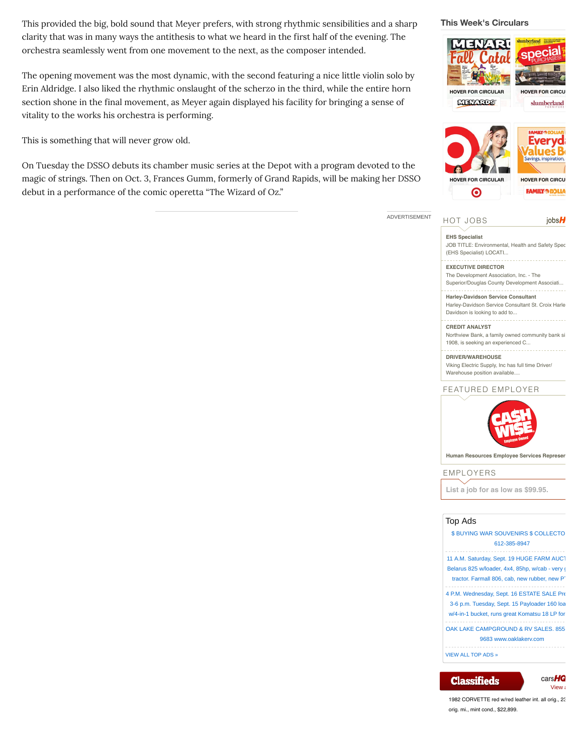This provided the big, bold sound that Meyer prefers, with strong rhythmic sensibilities and a sharp clarity that was in many ways the antithesis to what we heard in the first half of the evening. The orchestra seamlessly went from one movement to the next, as the composer intended.

The opening movement was the most dynamic, with the second featuring a nice little violin solo by Erin Aldridge. I also liked the rhythmic onslaught of the scherzo in the third, while the entire horn section shone in the final movement, as Meyer again displayed his facility for bringing a sense of vitality to the works his orchestra is performing.

This is something that will never grow old.

On Tuesday the DSSO debuts its chamber music series at the Depot with a program devoted to the magic of strings. Then on Oct. 3, Frances Gumm, formerly of Grand Rapids, will be making her DSSO debut in a performance of the comic operetta “The Wizard of Oz.”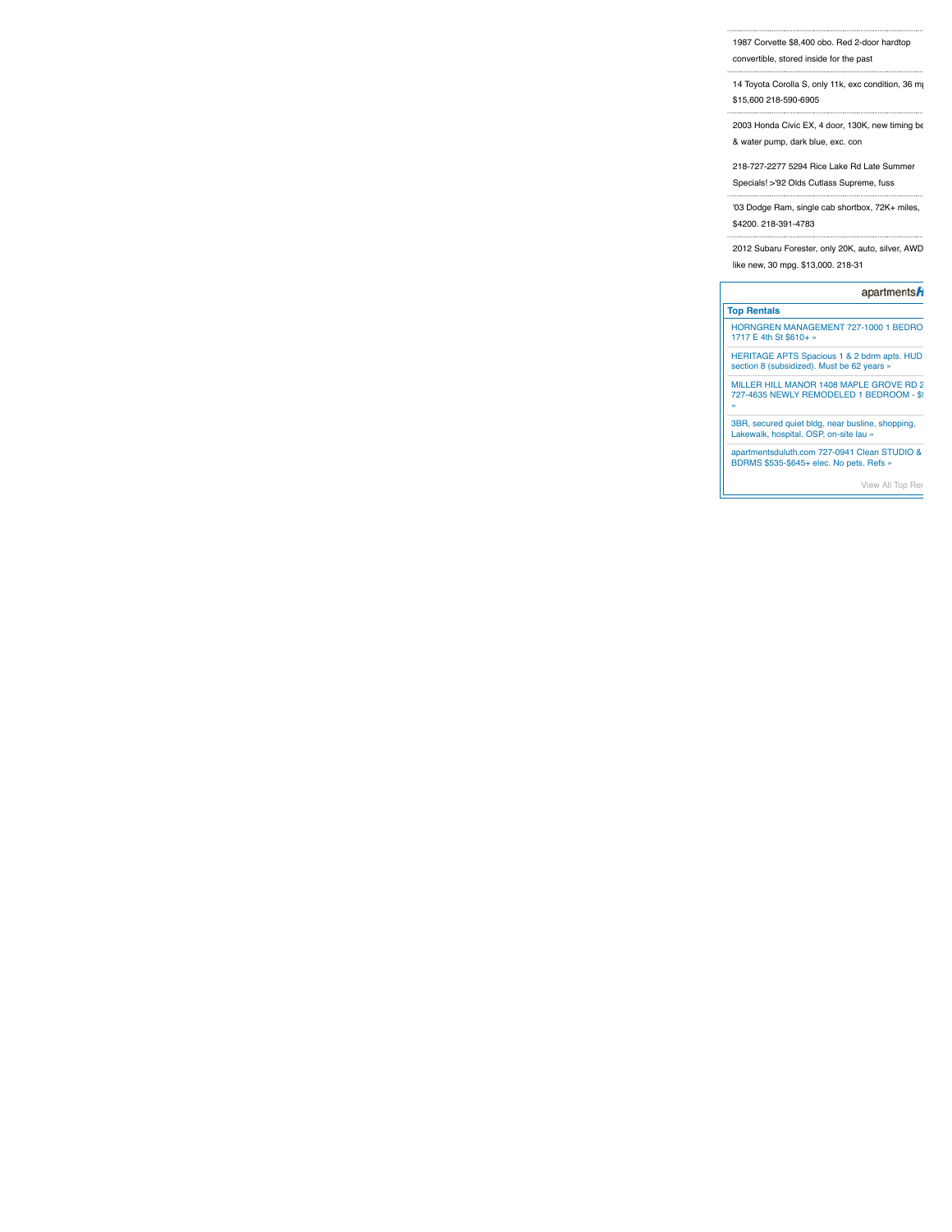1987 Corvette $8,400 obo. Red 2-door hardtop convertible, stored inside for the past

14 Toyota Corolla S, only 11k, exc condition, 36 mp $15,600 218-590-6905

2003 Honda Civic EX, 4 door, 130K, new timing be & water pump, dark blue, exc. con

218-727-2277 5294 Rice Lake Rd Late Summer Specials! >'92 Olds Cutlass Supreme, fuss

'03 Dodge Ram, single cab shortbox, 72K+ miles, $4200. 218-391-4783

2012 Subaru Forester, only 20K, auto, silver, AWD like new, 30 mpg. $13,000. 218-31

apartmentsH

**Top Rentals**

HORNGREN MANAGEMENT 727-1000 1 BEDRO 1717 E 4th St $610+ »

HERITAGE APTS Spacious 1 & 2 bdrm apts. HUD section 8 (subsidized). Must be 62 years »

MILLER HILL MANOR 1408 MAPLE GROVE RD 2 727-4635 NEWLY REMODELED 1 BEDROOM - $ »

3BR, secured quiet bldg, near busline, shopping, Lakewalk, hospital. OSP, on-site lau »

apartmentsduluth.com 727-0941 Clean STUDIO & BDRMS $535-$645+ elec. No pets. Refs »

View All Top Re